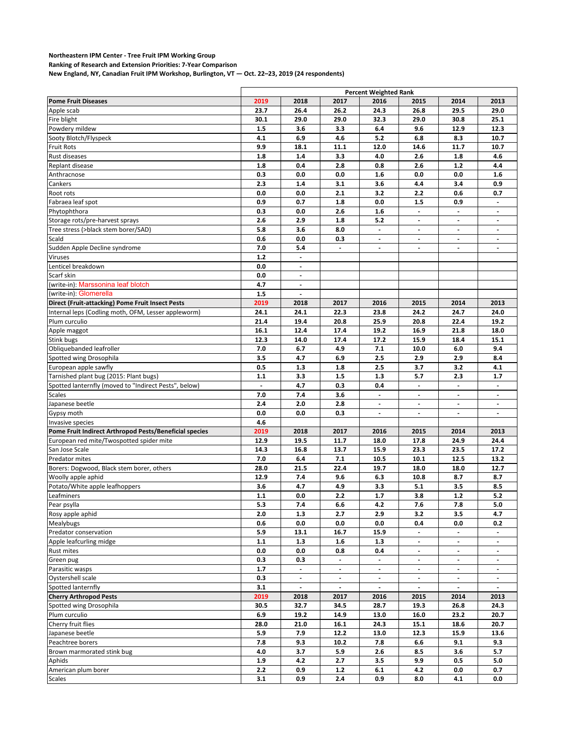**Northeastern IPM Center - Tree Fruit IPM Working Group**
**Ranking of Research and Extension Priorities: 7-Year Comparison**
**New England, NY, Canadian Fruit IPM Workshop, Burlington, VT — Oct. 22–23, 2019 (24 respondents)**

| | Percent Weighted Rank | | | | | | |
|---|---|---|---|---|---|---|---|
| **Pome Fruit Diseases** | **2019** | **2018** | **2017** | **2016** | **2015** | **2014** | **2013** |
| Apple scab | 23.7 | 26.4 | 26.2 | 24.3 | 26.8 | 29.5 | 29.0 |
| Fire blight | 30.1 | 29.0 | 29.0 | 32.3 | 29.0 | 30.8 | 25.1 |
| Powdery mildew | 1.5 | 3.6 | 3.3 | 6.4 | 9.6 | 12.9 | 12.3 |
| Sooty Blotch/Flyspeck | 4.1 | 6.9 | 4.6 | 5.2 | 6.8 | 8.3 | 10.7 |
| Fruit Rots | 9.9 | 18.1 | 11.1 | 12.0 | 14.6 | 11.7 | 10.7 |
| Rust diseases | 1.8 | 1.4 | 3.3 | 4.0 | 2.6 | 1.8 | 4.6 |
| Replant disease | 1.8 | 0.4 | 2.8 | 0.8 | 2.6 | 1.2 | 4.4 |
| Anthracnose | 0.3 | 0.0 | 0.0 | 1.6 | 0.0 | 0.0 | 1.6 |
| Cankers | 2.3 | 1.4 | 3.1 | 3.6 | 4.4 | 3.4 | 0.9 |
| Root rots | 0.0 | 0.0 | 2.1 | 3.2 | 2.2 | 0.6 | 0.7 |
| Fabraea leaf spot | 0.9 | 0.7 | 1.8 | 0.0 | 1.5 | 0.9 | - |
| Phytophthora | 0.3 | 0.0 | 2.6 | 1.6 | - | - | - |
| Storage rots/pre-harvest sprays | 2.6 | 2.9 | 1.8 | 5.2 | - | - | - |
| Tree stress (>black stem borer/SAD) | 5.8 | 3.6 | 8.0 | - | - | - | - |
| Scald | 0.6 | 0.0 | 0.3 | - | - | - | - |
| Sudden Apple Decline syndrome | 7.0 | 5.4 | - | - | - | - | - |
| Viruses | 1.2 | - | | | | | |
| Lenticel breakdown | 0.0 | - | | | | | |
| Scarf skin | 0.0 | - | | | | | |
| (write-in): Marssonina leaf blotch | 4.7 | - | | | | | |
| (write-in): Glomerella | 1.5 | - | | | | | |
| **Direct (Fruit-attacking) Pome Fruit Insect Pests** | **2019** | **2018** | **2017** | **2016** | **2015** | **2014** | **2013** |
| Internal leps (Codling moth, OFM, Lesser appleworm) | 24.1 | 24.1 | 22.3 | 23.8 | 24.2 | 24.7 | 24.0 |
| Plum curculio | 21.4 | 19.4 | 20.8 | 25.9 | 20.8 | 22.4 | 19.2 |
| Apple maggot | 16.1 | 12.4 | 17.4 | 19.2 | 16.9 | 21.8 | 18.0 |
| Stink bugs | 12.3 | 14.0 | 17.4 | 17.2 | 15.9 | 18.4 | 15.1 |
| Obliquebanded leafroller | 7.0 | 6.7 | 4.9 | 7.1 | 10.0 | 6.0 | 9.4 |
| Spotted wing Drosophila | 3.5 | 4.7 | 6.9 | 2.5 | 2.9 | 2.9 | 8.4 |
| European apple sawfly | 0.5 | 1.3 | 1.8 | 2.5 | 3.7 | 3.2 | 4.1 |
| Tarnished plant bug (2015: Plant bugs) | 1.1 | 3.3 | 1.5 | 1.3 | 5.7 | 2.3 | 1.7 |
| Spotted lanternfly (moved to "Indirect Pests", below) | - | 4.7 | 0.3 | 0.4 | - | - | - |
| Scales | 7.0 | 7.4 | 3.6 | - | - | - | - |
| Japanese beetle | 2.4 | 2.0 | 2.8 | - | - | - | - |
| Gypsy moth | 0.0 | 0.0 | 0.3 | - | - | - | - |
| Invasive species | 4.6 | | | | | | |
| **Pome Fruit Indirect Arthropod Pests/Beneficial species** | **2019** | **2018** | **2017** | **2016** | **2015** | **2014** | **2013** |
| European red mite/Twospotted spider mite | 12.9 | 19.5 | 11.7 | 18.0 | 17.8 | 24.9 | 24.4 |
| San Jose Scale | 14.3 | 16.8 | 13.7 | 15.9 | 23.3 | 23.5 | 17.2 |
| Predator mites | 7.0 | 6.4 | 7.1 | 10.5 | 10.1 | 12.5 | 13.2 |
| Borers: Dogwood, Black stem borer, others | 28.0 | 21.5 | 22.4 | 19.7 | 18.0 | 18.0 | 12.7 |
| Woolly apple aphid | 12.9 | 7.4 | 9.6 | 6.3 | 10.8 | 8.7 | 8.7 |
| Potato/White apple leafhoppers | 3.6 | 4.7 | 4.9 | 3.3 | 5.1 | 3.5 | 8.5 |
| Leafminers | 1.1 | 0.0 | 2.2 | 1.7 | 3.8 | 1.2 | 5.2 |
| Pear psylla | 5.3 | 7.4 | 6.6 | 4.2 | 7.6 | 7.8 | 5.0 |
| Rosy apple aphid | 2.0 | 1.3 | 2.7 | 2.9 | 3.2 | 3.5 | 4.7 |
| Mealybugs | 0.6 | 0.0 | 0.0 | 0.0 | 0.4 | 0.0 | 0.2 |
| Predator conservation | 5.9 | 13.1 | 16.7 | 15.9 | - | - | - |
| Apple leafcurling midge | 1.1 | 1.3 | 1.6 | 1.3 | - | - | - |
| Rust mites | 0.0 | 0.0 | 0.8 | 0.4 | - | - | - |
| Green pug | 0.3 | 0.3 | - | - | - | - | - |
| Parasitic wasps | 1.7 | - | - | - | - | - | - |
| Oystershell scale | 0.3 | - | - | - | - | - | - |
| Spotted lanternfly | 3.1 | - | - | - | - | - | - |
| **Cherry Arthropod Pests** | **2019** | **2018** | **2017** | **2016** | **2015** | **2014** | **2013** |
| Spotted wing Drosophila | 30.5 | 32.7 | 34.5 | 28.7 | 19.3 | 26.8 | 24.3 |
| Plum curculio | 6.9 | 19.2 | 14.9 | 13.0 | 16.0 | 23.2 | 20.7 |
| Cherry fruit flies | 28.0 | 21.0 | 16.1 | 24.3 | 15.1 | 18.6 | 20.7 |
| Japanese beetle | 5.9 | 7.9 | 12.2 | 13.0 | 12.3 | 15.9 | 13.6 |
| Peachtree borers | 7.8 | 9.3 | 10.2 | 7.8 | 6.6 | 9.1 | 9.3 |
| Brown marmorated stink bug | 4.0 | 3.7 | 5.9 | 2.6 | 8.5 | 3.6 | 5.7 |
| Aphids | 1.9 | 4.2 | 2.7 | 3.5 | 9.9 | 0.5 | 5.0 |
| American plum borer | 2.2 | 0.9 | 1.2 | 6.1 | 4.2 | 0.0 | 0.7 |
| Scales | 3.1 | 0.9 | 2.4 | 0.9 | 8.0 | 4.1 | 0.0 |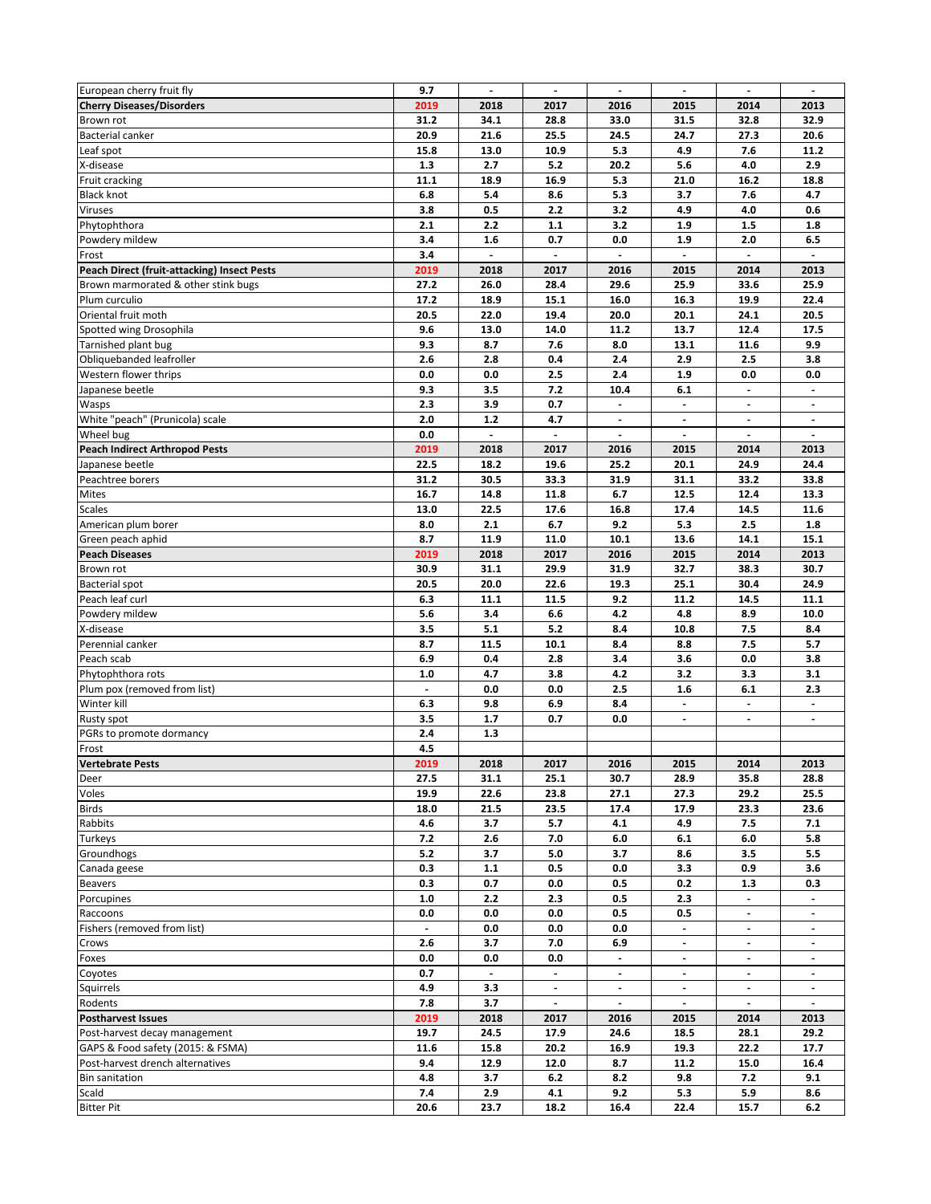| European cherry fruit fly | 9.7 | - | - | - | - | - | - |
|---|---|---|---|---|---|---|---|
| **Cherry Diseases/Disorders** | **2019** | **2018** | **2017** | **2016** | **2015** | **2014** | **2013** |
| Brown rot | 31.2 | 34.1 | 28.8 | 33.0 | 31.5 | 32.8 | 32.9 |
| Bacterial canker | 20.9 | 21.6 | 25.5 | 24.5 | 24.7 | 27.3 | 20.6 |
| Leaf spot | 15.8 | 13.0 | 10.9 | 5.3 | 4.9 | 7.6 | 11.2 |
| X-disease | 1.3 | 2.7 | 5.2 | 20.2 | 5.6 | 4.0 | 2.9 |
| Fruit cracking | 11.1 | 18.9 | 16.9 | 5.3 | 21.0 | 16.2 | 18.8 |
| Black knot | 6.8 | 5.4 | 8.6 | 5.3 | 3.7 | 7.6 | 4.7 |
| Viruses | 3.8 | 0.5 | 2.2 | 3.2 | 4.9 | 4.0 | 0.6 |
| Phytophthora | 2.1 | 2.2 | 1.1 | 3.2 | 1.9 | 1.5 | 1.8 |
| Powdery mildew | 3.4 | 1.6 | 0.7 | 0.0 | 1.9 | 2.0 | 6.5 |
| Frost | 3.4 | - | - | - | - | - | - |
| **Peach Direct (fruit-attacking) Insect Pests** | **2019** | **2018** | **2017** | **2016** | **2015** | **2014** | **2013** |
| Brown marmorated & other stink bugs | 27.2 | 26.0 | 28.4 | 29.6 | 25.9 | 33.6 | 25.9 |
| Plum curculio | 17.2 | 18.9 | 15.1 | 16.0 | 16.3 | 19.9 | 22.4 |
| Oriental fruit moth | 20.5 | 22.0 | 19.4 | 20.0 | 20.1 | 24.1 | 20.5 |
| Spotted wing Drosophila | 9.6 | 13.0 | 14.0 | 11.2 | 13.7 | 12.4 | 17.5 |
| Tarnished plant bug | 9.3 | 8.7 | 7.6 | 8.0 | 13.1 | 11.6 | 9.9 |
| Obliquebanded leafroller | 2.6 | 2.8 | 0.4 | 2.4 | 2.9 | 2.5 | 3.8 |
| Western flower thrips | 0.0 | 0.0 | 2.5 | 2.4 | 1.9 | 0.0 | 0.0 |
| Japanese beetle | 9.3 | 3.5 | 7.2 | 10.4 | 6.1 | - | - |
| Wasps | 2.3 | 3.9 | 0.7 | - | - | - | - |
| White "peach" (Prunicola) scale | 2.0 | 1.2 | 4.7 | - | - | - | - |
| Wheel bug | 0.0 | - | - | - | - | - | - |
| **Peach Indirect Arthropod Pests** | **2019** | **2018** | **2017** | **2016** | **2015** | **2014** | **2013** |
| Japanese beetle | 22.5 | 18.2 | 19.6 | 25.2 | 20.1 | 24.9 | 24.4 |
| Peachtree borers | 31.2 | 30.5 | 33.3 | 31.9 | 31.1 | 33.2 | 33.8 |
| Mites | 16.7 | 14.8 | 11.8 | 6.7 | 12.5 | 12.4 | 13.3 |
| Scales | 13.0 | 22.5 | 17.6 | 16.8 | 17.4 | 14.5 | 11.6 |
| American plum borer | 8.0 | 2.1 | 6.7 | 9.2 | 5.3 | 2.5 | 1.8 |
| Green peach aphid | 8.7 | 11.9 | 11.0 | 10.1 | 13.6 | 14.1 | 15.1 |
| **Peach Diseases** | **2019** | **2018** | **2017** | **2016** | **2015** | **2014** | **2013** |
| Brown rot | 30.9 | 31.1 | 29.9 | 31.9 | 32.7 | 38.3 | 30.7 |
| Bacterial spot | 20.5 | 20.0 | 22.6 | 19.3 | 25.1 | 30.4 | 24.9 |
| Peach leaf curl | 6.3 | 11.1 | 11.5 | 9.2 | 11.2 | 14.5 | 11.1 |
| Powdery mildew | 5.6 | 3.4 | 6.6 | 4.2 | 4.8 | 8.9 | 10.0 |
| X-disease | 3.5 | 5.1 | 5.2 | 8.4 | 10.8 | 7.5 | 8.4 |
| Perennial canker | 8.7 | 11.5 | 10.1 | 8.4 | 8.8 | 7.5 | 5.7 |
| Peach scab | 6.9 | 0.4 | 2.8 | 3.4 | 3.6 | 0.0 | 3.8 |
| Phytophthora rots | 1.0 | 4.7 | 3.8 | 4.2 | 3.2 | 3.3 | 3.1 |
| Plum pox (removed from list) | - | 0.0 | 0.0 | 2.5 | 1.6 | 6.1 | 2.3 |
| Winter kill | 6.3 | 9.8 | 6.9 | 8.4 | - | - | - |
| Rusty spot | 3.5 | 1.7 | 0.7 | 0.0 | - | - | - |
| PGRs to promote dormancy | 2.4 | 1.3 | | | | | |
| Frost | 4.5 | | | | | | |
| **Vertebrate Pests** | **2019** | **2018** | **2017** | **2016** | **2015** | **2014** | **2013** |
| Deer | 27.5 | 31.1 | 25.1 | 30.7 | 28.9 | 35.8 | 28.8 |
| Voles | 19.9 | 22.6 | 23.8 | 27.1 | 27.3 | 29.2 | 25.5 |
| Birds | 18.0 | 21.5 | 23.5 | 17.4 | 17.9 | 23.3 | 23.6 |
| Rabbits | 4.6 | 3.7 | 5.7 | 4.1 | 4.9 | 7.5 | 7.1 |
| Turkeys | 7.2 | 2.6 | 7.0 | 6.0 | 6.1 | 6.0 | 5.8 |
| Groundhogs | 5.2 | 3.7 | 5.0 | 3.7 | 8.6 | 3.5 | 5.5 |
| Canada geese | 0.3 | 1.1 | 0.5 | 0.0 | 3.3 | 0.9 | 3.6 |
| Beavers | 0.3 | 0.7 | 0.0 | 0.5 | 0.2 | 1.3 | 0.3 |
| Porcupines | 1.0 | 2.2 | 2.3 | 0.5 | 2.3 | - | - |
| Raccoons | 0.0 | 0.0 | 0.0 | 0.5 | 0.5 | - | - |
| Fishers (removed from list) | - | 0.0 | 0.0 | 0.0 | - | - | - |
| Crows | 2.6 | 3.7 | 7.0 | 6.9 | - | - | - |
| Foxes | 0.0 | 0.0 | 0.0 | - | - | - | - |
| Coyotes | 0.7 | - | - | - | - | - | - |
| Squirrels | 4.9 | 3.3 | - | - | - | - | - |
| Rodents | 7.8 | 3.7 | - | - | - | - | - |
| **Postharvest Issues** | **2019** | **2018** | **2017** | **2016** | **2015** | **2014** | **2013** |
| Post-harvest decay management | 19.7 | 24.5 | 17.9 | 24.6 | 18.5 | 28.1 | 29.2 |
| GAPS & Food safety (2015: & FSMA) | 11.6 | 15.8 | 20.2 | 16.9 | 19.3 | 22.2 | 17.7 |
| Post-harvest drench alternatives | 9.4 | 12.9 | 12.0 | 8.7 | 11.2 | 15.0 | 16.4 |
| Bin sanitation | 4.8 | 3.7 | 6.2 | 8.2 | 9.8 | 7.2 | 9.1 |
| Scald | 7.4 | 2.9 | 4.1 | 9.2 | 5.3 | 5.9 | 8.6 |
| Bitter Pit | 20.6 | 23.7 | 18.2 | 16.4 | 22.4 | 15.7 | 6.2 |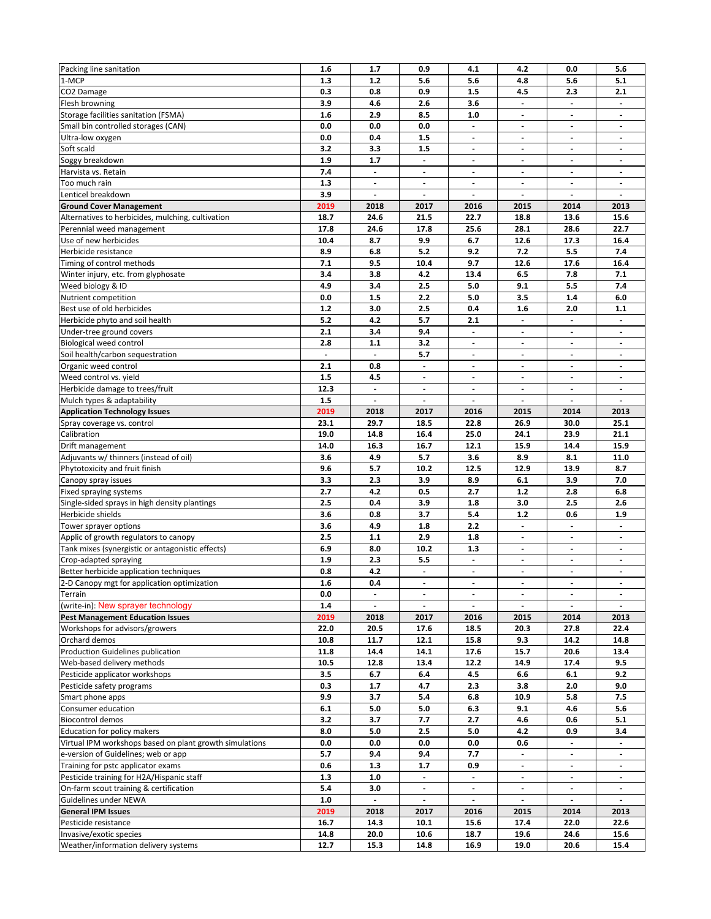| | | | | | | | |
|---|---|---|---|---|---|---|---|
| Packing line sanitation | 1.6 | 1.7 | 0.9 | 4.1 | 4.2 | 0.0 | 5.6 |
| 1-MCP | 1.3 | 1.2 | 5.6 | 5.6 | 4.8 | 5.6 | 5.1 |
| $CO_2$ Damage | 0.3 | 0.8 | 0.9 | 1.5 | 4.5 | 2.3 | 2.1 |
| Flesh browning | 3.9 | 4.6 | 2.6 | 3.6 | - | - | - |
| Storage facilities sanitation (FSMA) | 1.6 | 2.9 | 8.5 | 1.0 | - | - | - |
| Small bin controlled storages (CAN) | 0.0 | 0.0 | 0.0 | - | - | - | - |
| Ultra-low oxygen | 0.0 | 0.4 | 1.5 | - | - | - | - |
| Soft scald | 3.2 | 3.3 | 1.5 | - | - | - | - |
| Soggy breakdown | 1.9 | 1.7 | - | - | - | - | - |
| Harvista vs. Retain | 7.4 | - | - | - | - | - | - |
| Too much rain | 1.3 | - | - | - | - | - | - |
| Lenticel breakdown | 3.9 | - | - | - | - | - | - |
| **Ground Cover Management** | **2019** | **2018** | **2017** | **2016** | **2015** | **2014** | **2013** |
| Alternatives to herbicides, mulching, cultivation | 18.7 | 24.6 | 21.5 | 22.7 | 18.8 | 13.6 | 15.6 |
| Perennial weed management | 17.8 | 24.6 | 17.8 | 25.6 | 28.1 | 28.6 | 22.7 |
| Use of new herbicides | 10.4 | 8.7 | 9.9 | 6.7 | 12.6 | 17.3 | 16.4 |
| Herbicide resistance | 8.9 | 6.8 | 5.2 | 9.2 | 7.2 | 5.5 | 7.4 |
| Timing of control methods | 7.1 | 9.5 | 10.4 | 9.7 | 12.6 | 17.6 | 16.4 |
| Winter injury, etc. from glyphosate | 3.4 | 3.8 | 4.2 | 13.4 | 6.5 | 7.8 | 7.1 |
| Weed biology & ID | 4.9 | 3.4 | 2.5 | 5.0 | 9.1 | 5.5 | 7.4 |
| Nutrient competition | 0.0 | 1.5 | 2.2 | 5.0 | 3.5 | 1.4 | 6.0 |
| Best use of old herbicides | 1.2 | 3.0 | 2.5 | 0.4 | 1.6 | 2.0 | 1.1 |
| Herbicide phyto and soil health | 5.2 | 4.2 | 5.7 | 2.1 | - | - | - |
| Under-tree ground covers | 2.1 | 3.4 | 9.4 | - | - | - | - |
| Biological weed control | 2.8 | 1.1 | 3.2 | - | - | - | - |
| Soil health/carbon sequestration | - | - | 5.7 | - | - | - | - |
| Organic weed control | 2.1 | 0.8 | - | - | - | - | - |
| Weed control vs. yield | 1.5 | 4.5 | - | - | - | - | - |
| Herbicide damage to trees/fruit | 12.3 | - | - | - | - | - | - |
| Mulch types & adaptability | 1.5 | - | - | - | - | - | - |
| **Application Technology Issues** | **2019** | **2018** | **2017** | **2016** | **2015** | **2014** | **2013** |
| Spray coverage vs. control | 23.1 | 29.7 | 18.5 | 22.8 | 26.9 | 30.0 | 25.1 |
| Calibration | 19.0 | 14.8 | 16.4 | 25.0 | 24.1 | 23.9 | 21.1 |
| Drift management | 14.0 | 16.3 | 16.7 | 12.1 | 15.9 | 14.4 | 15.9 |
| Adjuvants w/ thinners (instead of oil) | 3.6 | 4.9 | 5.7 | 3.6 | 8.9 | 8.1 | 11.0 |
| Phytotoxicity and fruit finish | 9.6 | 5.7 | 10.2 | 12.5 | 12.9 | 13.9 | 8.7 |
| Canopy spray issues | 3.3 | 2.3 | 3.9 | 8.9 | 6.1 | 3.9 | 7.0 |
| Fixed spraying systems | 2.7 | 4.2 | 0.5 | 2.7 | 1.2 | 2.8 | 6.8 |
| Single-sided sprays in high density plantings | 2.5 | 0.4 | 3.9 | 1.8 | 3.0 | 2.5 | 2.6 |
| Herbicide shields | 3.6 | 0.8 | 3.7 | 5.4 | 1.2 | 0.6 | 1.9 |
| Tower sprayer options | 3.6 | 4.9 | 1.8 | 2.2 | - | - | - |
| Applic of growth regulators to canopy | 2.5 | 1.1 | 2.9 | 1.8 | - | - | - |
| Tank mixes (synergistic or antagonistic effects) | 6.9 | 8.0 | 10.2 | 1.3 | - | - | - |
| Crop-adapted spraying | 1.9 | 2.3 | 5.5 | - | - | - | - |
| Better herbicide application techniques | 0.8 | 4.2 | - | - | - | - | - |
| 2-D Canopy mgt for application optimization | 1.6 | 0.4 | - | - | - | - | - |
| Terrain | 0.0 | - | - | - | - | - | - |
| (write-in): New sprayer technology | 1.4 | - | - | - | - | - | - |
| **Pest Management Education Issues** | **2019** | **2018** | **2017** | **2016** | **2015** | **2014** | **2013** |
| Workshops for advisors/growers | 22.0 | 20.5 | 17.6 | 18.5 | 20.3 | 27.8 | 22.4 |
| Orchard demos | 10.8 | 11.7 | 12.1 | 15.8 | 9.3 | 14.2 | 14.8 |
| Production Guidelines publication | 11.8 | 14.4 | 14.1 | 17.6 | 15.7 | 20.6 | 13.4 |
| Web-based delivery methods | 10.5 | 12.8 | 13.4 | 12.2 | 14.9 | 17.4 | 9.5 |
| Pesticide applicator workshops | 3.5 | 6.7 | 6.4 | 4.5 | 6.6 | 6.1 | 9.2 |
| Pesticide safety programs | 0.3 | 1.7 | 4.7 | 2.3 | 3.8 | 2.0 | 9.0 |
| Smart phone apps | 9.9 | 3.7 | 5.4 | 6.8 | 10.9 | 5.8 | 7.5 |
| Consumer education | 6.1 | 5.0 | 5.0 | 6.3 | 9.1 | 4.6 | 5.6 |
| Biocontrol demos | 3.2 | 3.7 | 7.7 | 2.7 | 4.6 | 0.6 | 5.1 |
| Education for policy makers | 8.0 | 5.0 | 2.5 | 5.0 | 4.2 | 0.9 | 3.4 |
| Virtual IPM workshops based on plant growth simulations | 0.0 | 0.0 | 0.0 | 0.0 | 0.6 | - | - |
| e-version of Guidelines; web or app | 5.7 | 9.4 | 9.4 | 7.7 | - | - | - |
| Training for pstc applicator exams | 0.6 | 1.3 | 1.7 | 0.9 | - | - | - |
| Pesticide training for H2A/Hispanic staff | 1.3 | 1.0 | - | - | - | - | - |
| On-farm scout training & certification | 5.4 | 3.0 | - | - | - | - | - |
| Guidelines under NEWA | 1.0 | - | - | - | - | - | - |
| **General IPM Issues** | **2019** | **2018** | **2017** | **2016** | **2015** | **2014** | **2013** |
| Pesticide resistance | 16.7 | 14.3 | 10.1 | 15.6 | 17.4 | 22.0 | 22.6 |
| Invasive/exotic species | 14.8 | 20.0 | 10.6 | 18.7 | 19.6 | 24.6 | 15.6 |
| Weather/information delivery systems | 12.7 | 15.3 | 14.8 | 16.9 | 19.0 | 20.6 | 15.4 |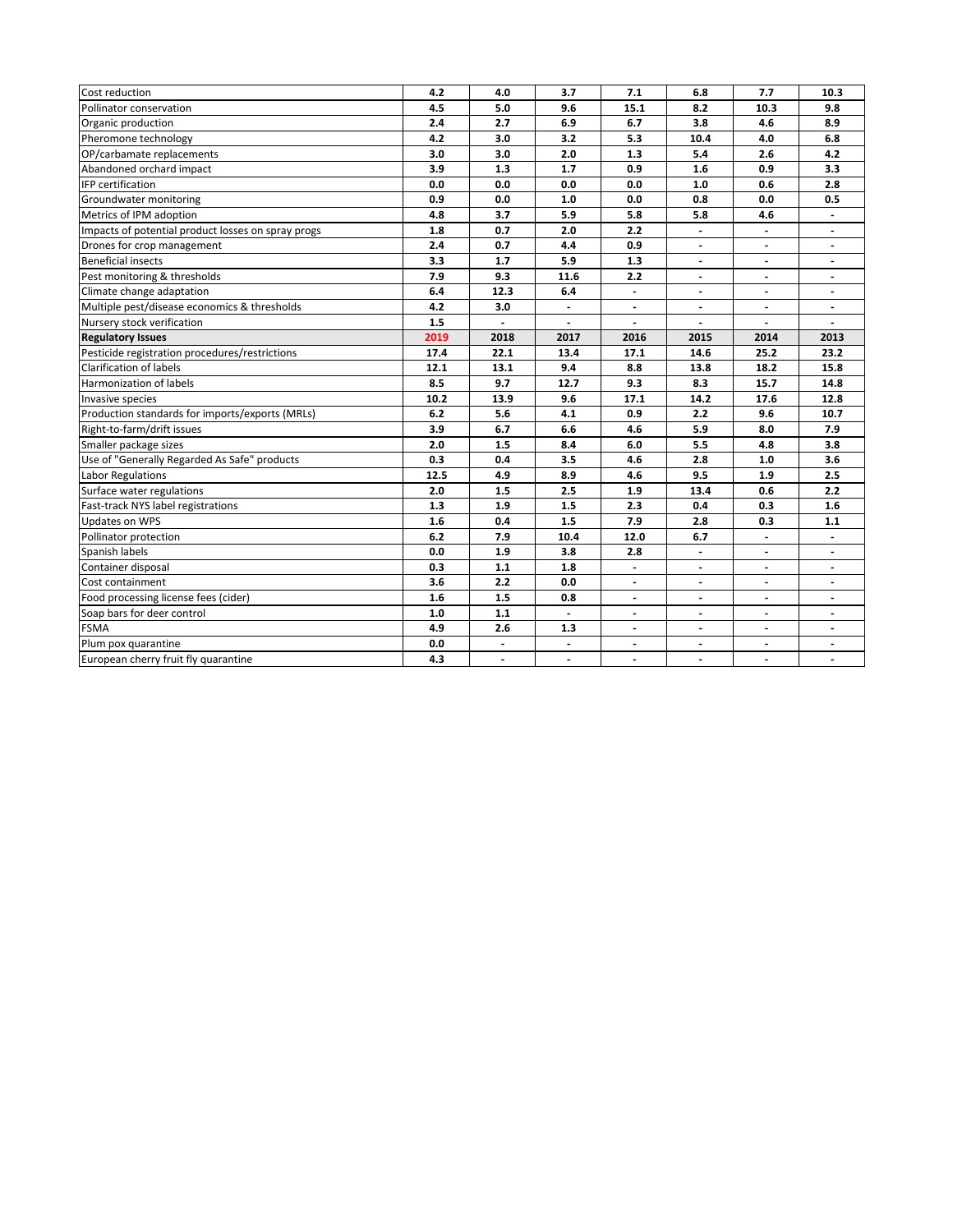| | | | | | | | |
|---|---|---|---|---|---|---|---|
| Cost reduction | 4.2 | 4.0 | 3.7 | 7.1 | 6.8 | 7.7 | 10.3 |
| Pollinator conservation | 4.5 | 5.0 | 9.6 | 15.1 | 8.2 | 10.3 | 9.8 |
| Organic production | 2.4 | 2.7 | 6.9 | 6.7 | 3.8 | 4.6 | 8.9 |
| Pheromone technology | 4.2 | 3.0 | 3.2 | 5.3 | 10.4 | 4.0 | 6.8 |
| OP/carbamate replacements | 3.0 | 3.0 | 2.0 | 1.3 | 5.4 | 2.6 | 4.2 |
| Abandoned orchard impact | 3.9 | 1.3 | 1.7 | 0.9 | 1.6 | 0.9 | 3.3 |
| IFP certification | 0.0 | 0.0 | 0.0 | 0.0 | 1.0 | 0.6 | 2.8 |
| Groundwater monitoring | 0.9 | 0.0 | 1.0 | 0.0 | 0.8 | 0.0 | 0.5 |
| Metrics of IPM adoption | 4.8 | 3.7 | 5.9 | 5.8 | 5.8 | 4.6 | - |
| Impacts of potential product losses on spray progs | 1.8 | 0.7 | 2.0 | 2.2 | - | - | - |
| Drones for crop management | 2.4 | 0.7 | 4.4 | 0.9 | - | - | - |
| Beneficial insects | 3.3 | 1.7 | 5.9 | 1.3 | - | - | - |
| Pest monitoring & thresholds | 7.9 | 9.3 | 11.6 | 2.2 | - | - | - |
| Climate change adaptation | 6.4 | 12.3 | 6.4 | - | - | - | - |
| Multiple pest/disease economics & thresholds | 4.2 | 3.0 | - | - | - | - | - |
| Nursery stock verification | 1.5 | - | - | - | - | - | - |
| **Regulatory Issues** | **2019** | **2018** | **2017** | **2016** | **2015** | **2014** | **2013** |
| Pesticide registration procedures/restrictions | 17.4 | 22.1 | 13.4 | 17.1 | 14.6 | 25.2 | 23.2 |
| Clarification of labels | 12.1 | 13.1 | 9.4 | 8.8 | 13.8 | 18.2 | 15.8 |
| Harmonization of labels | 8.5 | 9.7 | 12.7 | 9.3 | 8.3 | 15.7 | 14.8 |
| Invasive species | 10.2 | 13.9 | 9.6 | 17.1 | 14.2 | 17.6 | 12.8 |
| Production standards for imports/exports (MRLs) | 6.2 | 5.6 | 4.1 | 0.9 | 2.2 | 9.6 | 10.7 |
| Right-to-farm/drift issues | 3.9 | 6.7 | 6.6 | 4.6 | 5.9 | 8.0 | 7.9 |
| Smaller package sizes | 2.0 | 1.5 | 8.4 | 6.0 | 5.5 | 4.8 | 3.8 |
| Use of "Generally Regarded As Safe" products | 0.3 | 0.4 | 3.5 | 4.6 | 2.8 | 1.0 | 3.6 |
| Labor Regulations | 12.5 | 4.9 | 8.9 | 4.6 | 9.5 | 1.9 | 2.5 |
| Surface water regulations | 2.0 | 1.5 | 2.5 | 1.9 | 13.4 | 0.6 | 2.2 |
| Fast-track NYS label registrations | 1.3 | 1.9 | 1.5 | 2.3 | 0.4 | 0.3 | 1.6 |
| Updates on WPS | 1.6 | 0.4 | 1.5 | 7.9 | 2.8 | 0.3 | 1.1 |
| Pollinator protection | 6.2 | 7.9 | 10.4 | 12.0 | 6.7 | - | - |
| Spanish labels | 0.0 | 1.9 | 3.8 | 2.8 | - | - | - |
| Container disposal | 0.3 | 1.1 | 1.8 | - | - | - | - |
| Cost containment | 3.6 | 2.2 | 0.0 | - | - | - | - |
| Food processing license fees (cider) | 1.6 | 1.5 | 0.8 | - | - | - | - |
| Soap bars for deer control | 1.0 | 1.1 | - | - | - | - | - |
| FSMA | 4.9 | 2.6 | 1.3 | - | - | - | - |
| Plum pox quarantine | 0.0 | - | - | - | - | - | - |
| European cherry fruit fly quarantine | 4.3 | - | - | - | - | - | - |